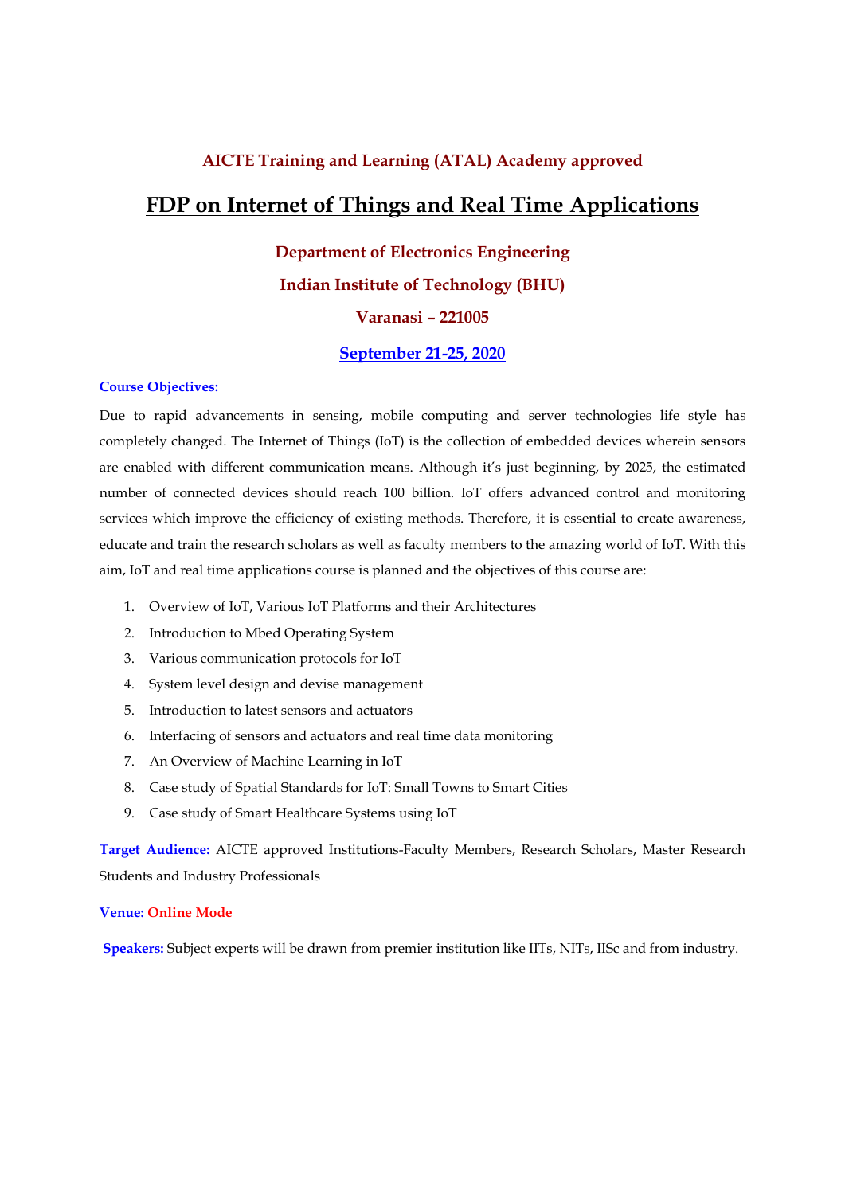### AICTE Training and Learning (ATAL) Academy approved

# FDP on Internet of Things and Real Time Applications

### Department of Electronics Engineering

### Indian Institute of Technology (BHU)

### Varanasi – 221005

### September 21-25, 2020

**Course Objectives:**

Due to rapid advancements in sensing, mobile computing and server technologies life style has completely changed. The Internet of Things (IoT) is the collection of embedded devices wherein sensors are enabled with different communication means. Although it's just beginning, by 2025, the estimated number of connected devices should reach 100 billion. IoT offers advanced control and monitoring services which improve the efficiency of existing methods. Therefore, it is essential to create awareness, educate and train the research scholars as well as faculty members to the amazing world of IoT. With this aim, IoT and real time applications course is planned and the objectives of this course are:

1. Overview of IoT, Various IoT Platforms and their Architectures
2. Introduction to Mbed Operating System
3. Various communication protocols for IoT
4. System level design and devise management
5. Introduction to latest sensors and actuators
6. Interfacing of sensors and actuators and real time data monitoring
7. An Overview of Machine Learning in IoT
8. Case study of Spatial Standards for IoT: Small Towns to Smart Cities
9. Case study of Smart Healthcare Systems using IoT

**Target Audience:** AICTE approved Institutions-Faculty Members, Research Scholars, Master Research Students and Industry Professionals

**Venue:** Online Mode

**Speakers:** Subject experts will be drawn from premier institution like IITs, NITs, IISc and from industry.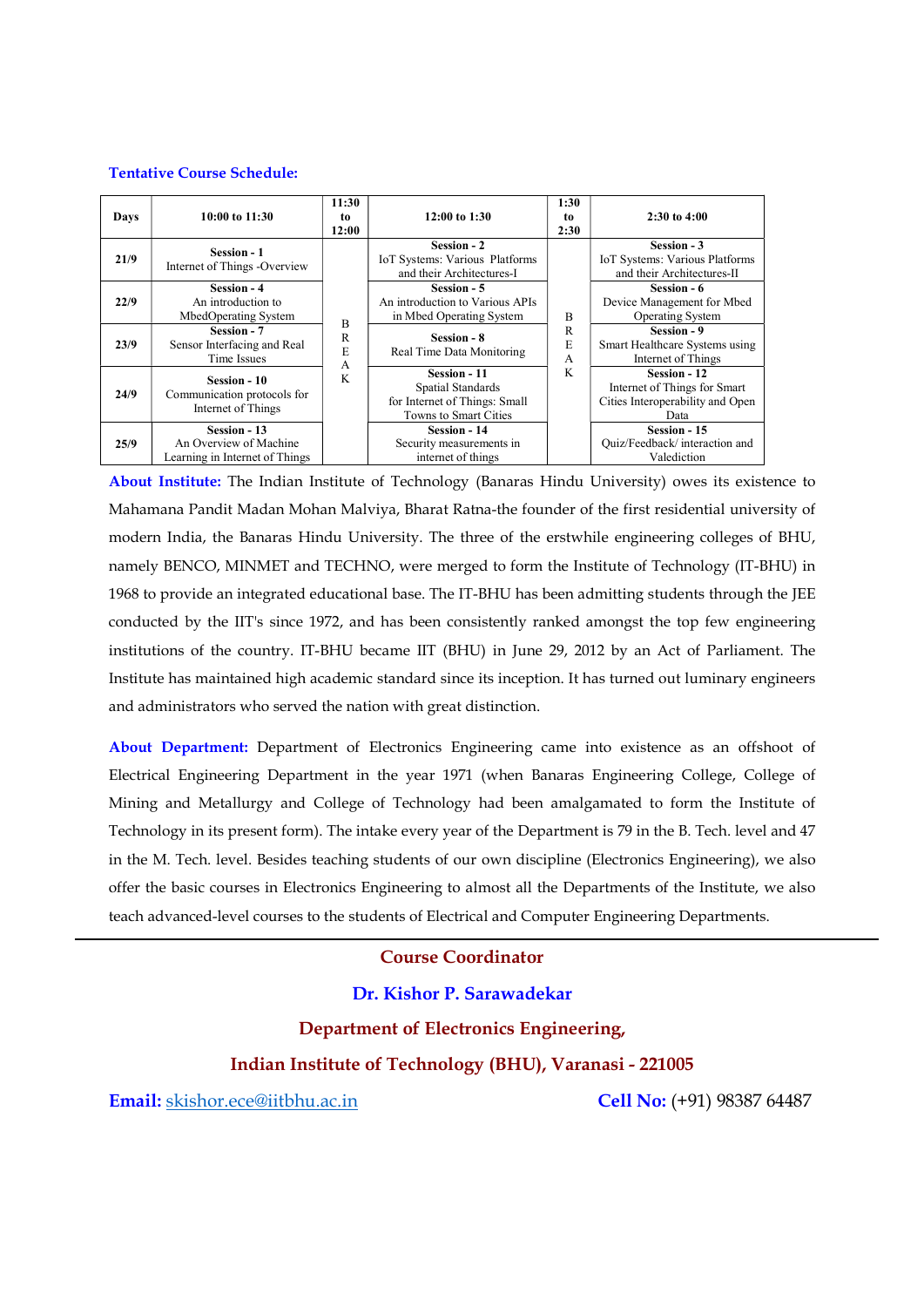**Tentative Course Schedule:**

| Days | 10:00 to 11:30 | 11:30 to 12:00 | 12:00 to 1:30 | 1:30 to 2:30 | 2:30 to 4:00 |
|---|---|---|---|---|---|
| 21/9 | **Session - 1** Internet of Things -Overview | BREAK | **Session - 2** IoT Systems: Various Platforms and their Architectures-I | BREAK | **Session - 3** IoT Systems: Various Platforms and their Architectures-II |
| 22/9 | **Session - 4** An introduction to MbedOperating System | | **Session - 5** An introduction to Various APIs in Mbed Operating System | | **Session - 6** Device Management for Mbed Operating System |
| 23/9 | **Session - 7** Sensor Interfacing and Real Time Issues | | **Session - 8** Real Time Data Monitoring | | **Session - 9** Smart Healthcare Systems using Internet of Things |
| 24/9 | **Session - 10** Communication protocols for Internet of Things | | **Session - 11** Spatial Standards for Internet of Things: Small Towns to Smart Cities | | **Session - 12** Internet of Things for Smart Cities Interoperability and Open Data |
| 25/9 | **Session - 13** An Overview of Machine Learning in Internet of Things | | **Session - 14** Security measurements in internet of things | | **Session - 15** Quiz/Feedback/ interaction and Valediction |

**About Institute:** The Indian Institute of Technology (Banaras Hindu University) owes its existence to Mahamana Pandit Madan Mohan Malviya, Bharat Ratna-the founder of the first residential university of modern India, the Banaras Hindu University. The three of the erstwhile engineering colleges of BHU, namely BENCO, MINMET and TECHNO, were merged to form the Institute of Technology (IT-BHU) in 1968 to provide an integrated educational base. The IT-BHU has been admitting students through the JEE conducted by the IIT's since 1972, and has been consistently ranked amongst the top few engineering institutions of the country. IT-BHU became IIT (BHU) in June 29, 2012 by an Act of Parliament. The Institute has maintained high academic standard since its inception. It has turned out luminary engineers and administrators who served the nation with great distinction.

**About Department:** Department of Electronics Engineering came into existence as an offshoot of Electrical Engineering Department in the year 1971 (when Banaras Engineering College, College of Mining and Metallurgy and College of Technology had been amalgamated to form the Institute of Technology in its present form). The intake every year of the Department is 79 in the B. Tech. level and 47 in the M. Tech. level. Besides teaching students of our own discipline (Electronics Engineering), we also offer the basic courses in Electronics Engineering to almost all the Departments of the Institute, we also teach advanced-level courses to the students of Electrical and Computer Engineering Departments.

---

**Course Coordinator**

**Dr. Kishor P. Sarawadekar**

**Department of Electronics Engineering,**

**Indian Institute of Technology (BHU), Varanasi - 221005**

**Email:** skishor.ece@iitbhu.ac.in **Cell No:** (+91) 98387 64487